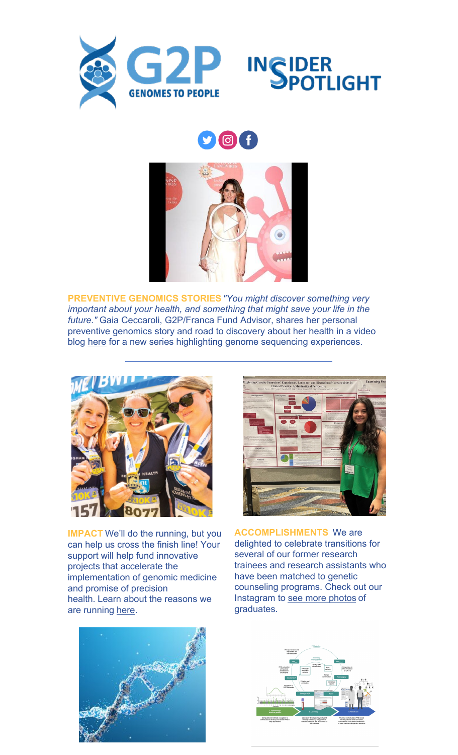# G2P GENOMES TO PEOPLE — INSIDER SPOTLIGHT

**PREVENTIVE GENOMICS STORIES** *"You might discover something very important about your health, and something that might save your life in the future."* Gaia Ceccaroli, G2P/Franca Fund Advisor, shares her personal preventive genomics story and road to discovery about her health in a video blog here for a new series highlighting genome sequencing experiences.

---

**IMPACT** We'll do the running, but you can help us cross the finish line! Your support will help fund innovative projects that accelerate the implementation of genomic medicine and promise of precision health. Learn about the reasons we are running here.

**ACCOMPLISHMENTS** We are delighted to celebrate transitions for several of our former research trainees and research assistants who have been matched to genetic counseling programs. Check out our Instagram to see more photos of graduates.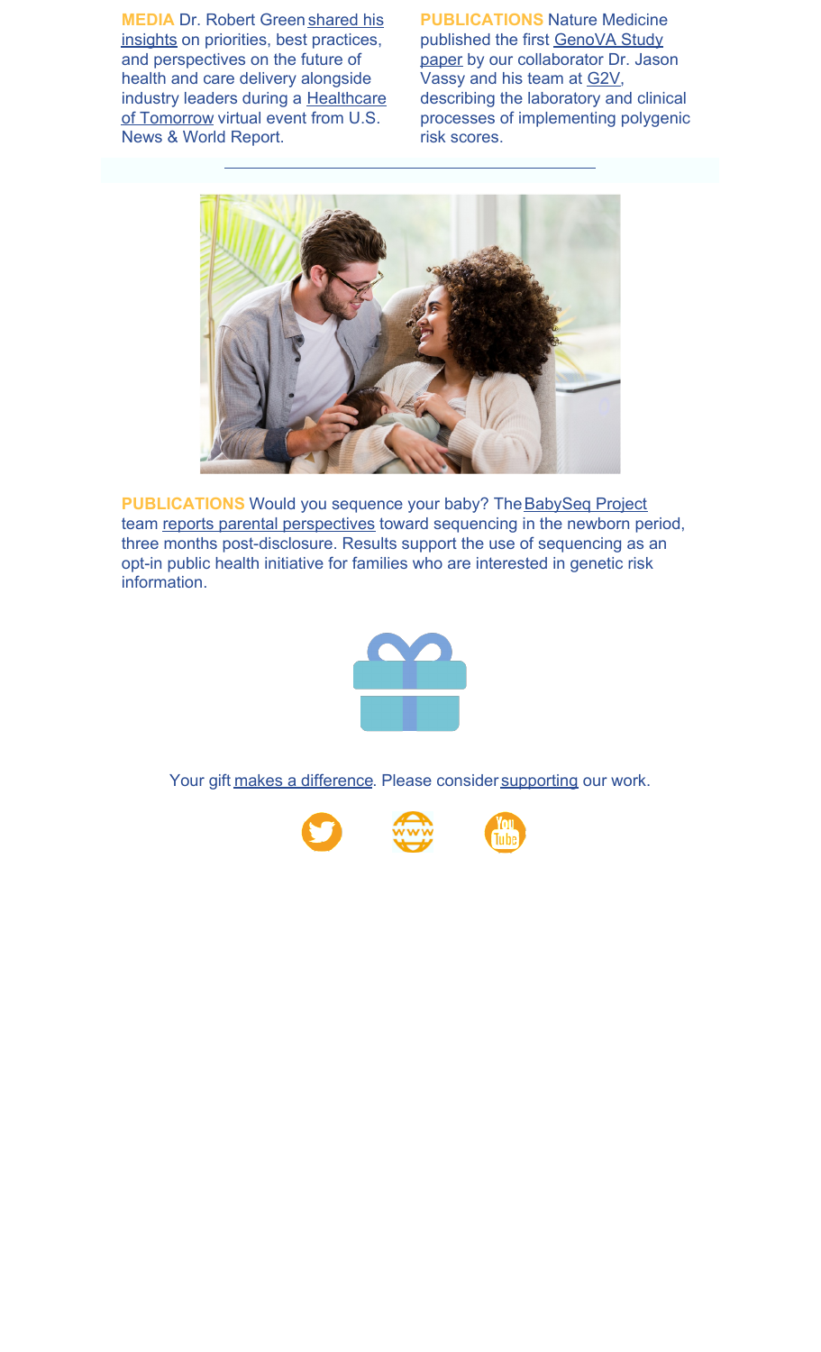**MEDIA** Dr. Robert Green shared his insights on priorities, best practices, and perspectives on the future of health and care delivery alongside industry leaders during a Healthcare of Tomorrow virtual event from U.S. News & World Report.

**PUBLICATIONS** Nature Medicine published the first GenoVA Study paper by our collaborator Dr. Jason Vassy and his team at G2V, describing the laboratory and clinical processes of implementing polygenic risk scores.

---

**PUBLICATIONS** Would you sequence your baby? The BabySeq Project team reports parental perspectives toward sequencing in the newborn period, three months post-disclosure. Results support the use of sequencing as an opt-in public health initiative for families who are interested in genetic risk information.

Your gift makes a difference. Please consider supporting our work.